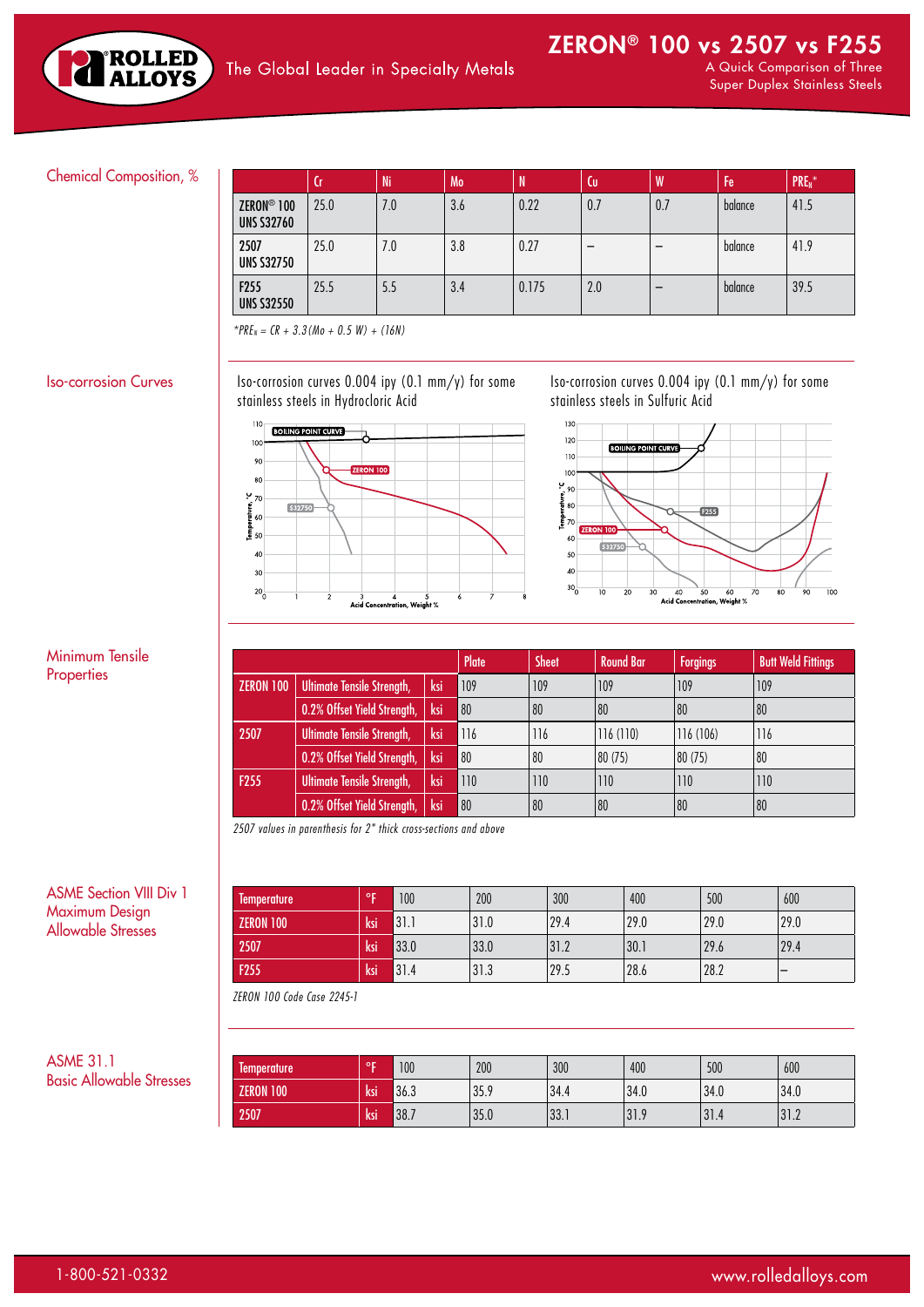# ZERON® 100 vs 2507 vs F255

A Quick Comparison of Three Super Duplex Stainless Steels

ROLLED ALLOYS — The Global Leader in Specialty Metals

## Chemical Composition, %

| | Cr | Ni | Mo | N | Cu | W | Fe | $PRE_N$* |
|---|---|---|---|---|---|---|---|---|
| ZERON® 100 UNS S32760 | 25.0 | 7.0 | 3.6 | 0.22 | 0.7 | 0.7 | balance | 41.5 |
| 2507 UNS S32750 | 25.0 | 7.0 | 3.8 | 0.27 | – | – | balance | 41.9 |
| F255 UNS S32550 | 25.5 | 5.5 | 3.4 | 0.175 | 2.0 | – | balance | 39.5 |

*$PRE_N = CR + 3.3(Mo + 0.5\ W) + (16N)$

## Iso-corrosion Curves

Iso-corrosion curves 0.004 ipy (0.1 mm/y) for some stainless steels in Hydrochloric Acid

Iso-corrosion curves 0.004 ipy (0.1 mm/y) for some stainless steels in Sulfuric Acid

## Minimum Tensile Properties

| | | | Plate | Sheet | Round Bar | Forgings | Butt Weld Fittings |
|---|---|---|---|---|---|---|---|
| ZERON 100 | Ultimate Tensile Strength, | ksi | 109 | 109 | 109 | 109 | 109 |
| | 0.2% Offset Yield Strength, | ksi | 80 | 80 | 80 | 80 | 80 |
| 2507 | Ultimate Tensile Strength, | ksi | 116 | 116 | 116 (110) | 116 (106) | 116 |
| | 0.2% Offset Yield Strength, | ksi | 80 | 80 | 80 (75) | 80 (75) | 80 |
| F255 | Ultimate Tensile Strength, | ksi | 110 | 110 | 110 | 110 | 110 |
| | 0.2% Offset Yield Strength, | ksi | 80 | 80 | 80 | 80 | 80 |

*2507 values in parenthesis for 2" thick cross-sections and above*

## ASME Section VIII Div 1 Maximum Design Allowable Stresses

| Temperature | °F | 100 | 200 | 300 | 400 | 500 | 600 |
|---|---|---|---|---|---|---|---|
| ZERON 100 | ksi | 31.1 | 31.0 | 29.4 | 29.0 | 29.0 | 29.0 |
| 2507 | ksi | 33.0 | 33.0 | 31.2 | 30.1 | 29.6 | 29.4 |
| F255 | ksi | 31.4 | 31.3 | 29.5 | 28.6 | 28.2 | – |

*ZERON 100 Code Case 2245-1*

## ASME 31.1 Basic Allowable Stresses

| Temperature | °F | 100 | 200 | 300 | 400 | 500 | 600 |
|---|---|---|---|---|---|---|---|
| ZERON 100 | ksi | 36.3 | 35.9 | 34.4 | 34.0 | 34.0 | 34.0 |
| 2507 | ksi | 38.7 | 35.0 | 33.1 | 31.9 | 31.4 | 31.2 |

1-800-521-0332 www.rolledalloys.com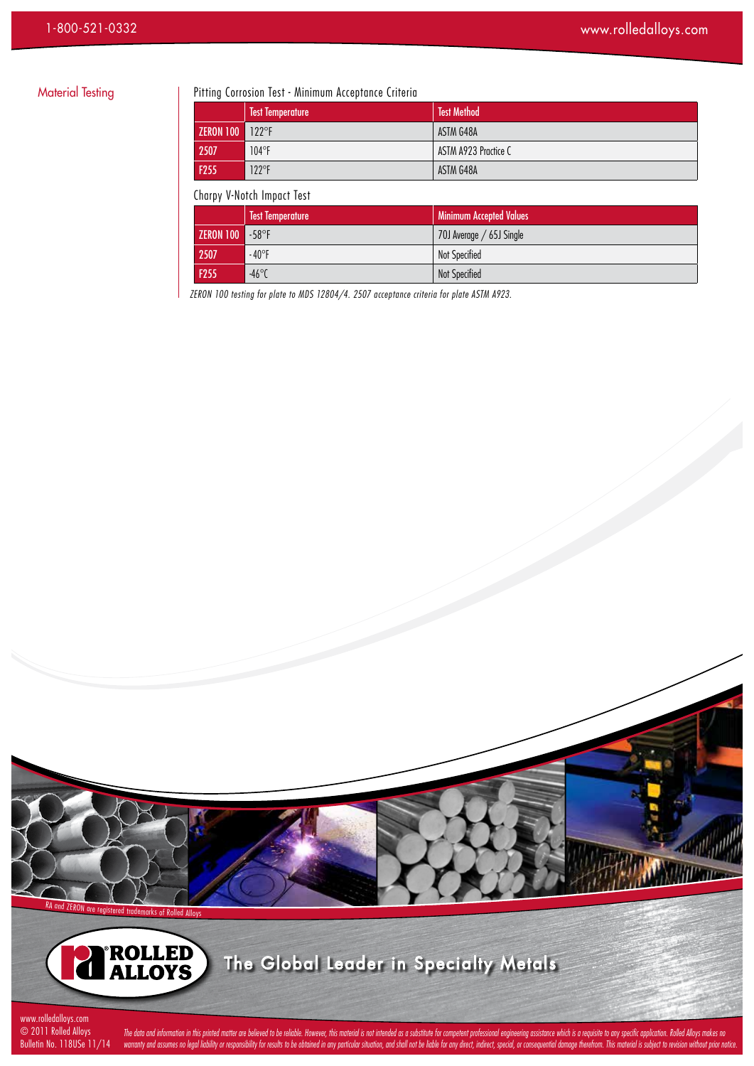## Material Testing

### Pitting Corrosion Test - Minimum Acceptance Criteria

| | Test Temperature | Test Method |
|---|---|---|
| ZERON 100 | 122°F | ASTM G48A |
| 2507 | 104°F | ASTM A923 Practice C |
| F255 | 122°F | ASTM G48A |

### Charpy V-Notch Impact Test

| | Test Temperature | Minimum Accepted Values |
|---|---|---|
| ZERON 100 | -58°F | 70J Average / 65J Single |
| 2507 | -40°F | Not Specified |
| F255 | -46°C | Not Specified |

*ZERON 100 testing for plate to MDS 12804/4. 2507 acceptance criteria for plate ASTM A923.*

RA and ZERON are registered trademarks of Rolled Alloys

ROLLED ALLOYS

The Global Leader in Specialty Metals

www.rolledalloys.com
© 2011 Rolled Alloys
Bulletin No. 118USe 11/14

*The data and information in this printed matter are believed to be reliable. However, this material is not intended as a substitute for competent professional engineering assistance which is a requisite to any specific application. Rolled Alloys makes no warranty and assumes no legal liability or responsibility for results to be obtained in any particular situation, and shall not be liable for any direct, indirect, special, or consequential damage therefrom. This material is subject to revision without prior notice.*